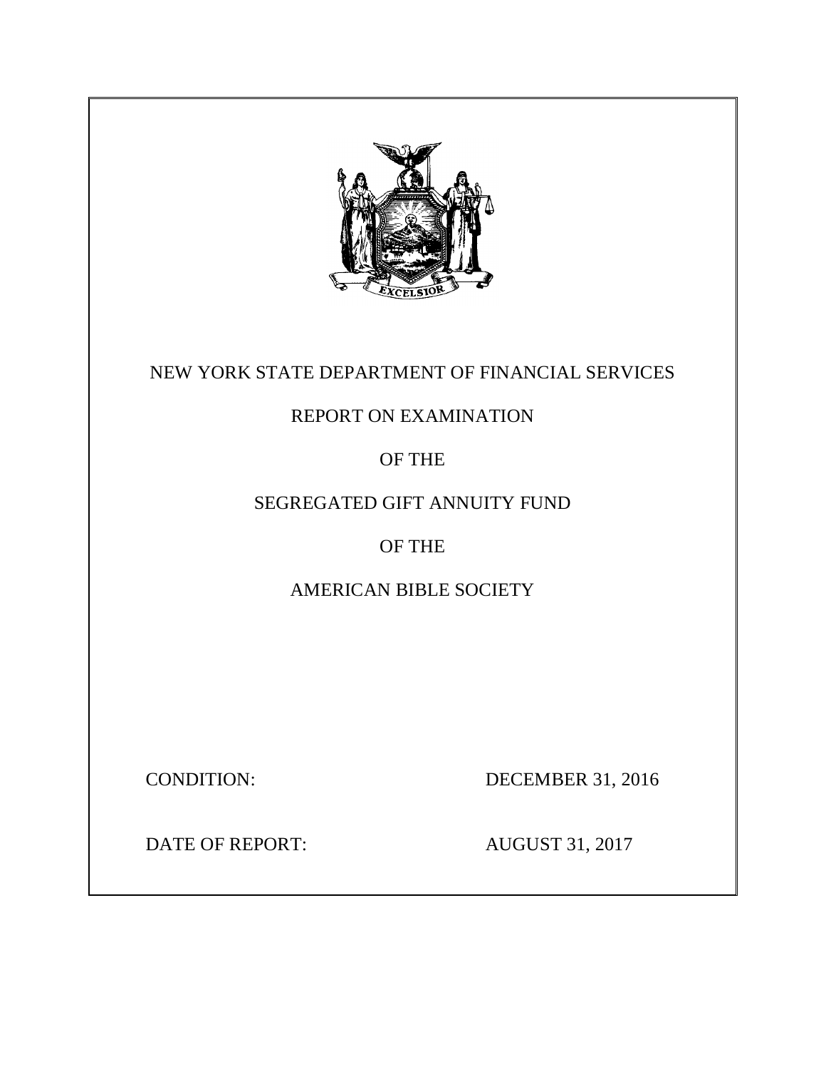NEW YORK STATE DEPARTMENT OF FINANCIAL SERVICES

REPORT ON EXAMINATION

OF THE

SEGREGATED GIFT ANNUITY FUND

OF THE

AMERICAN BIBLE SOCIETY

| | |
|---|---|
| CONDITION: | DECEMBER 31, 2016 |
| DATE OF REPORT: | AUGUST 31, 2017 |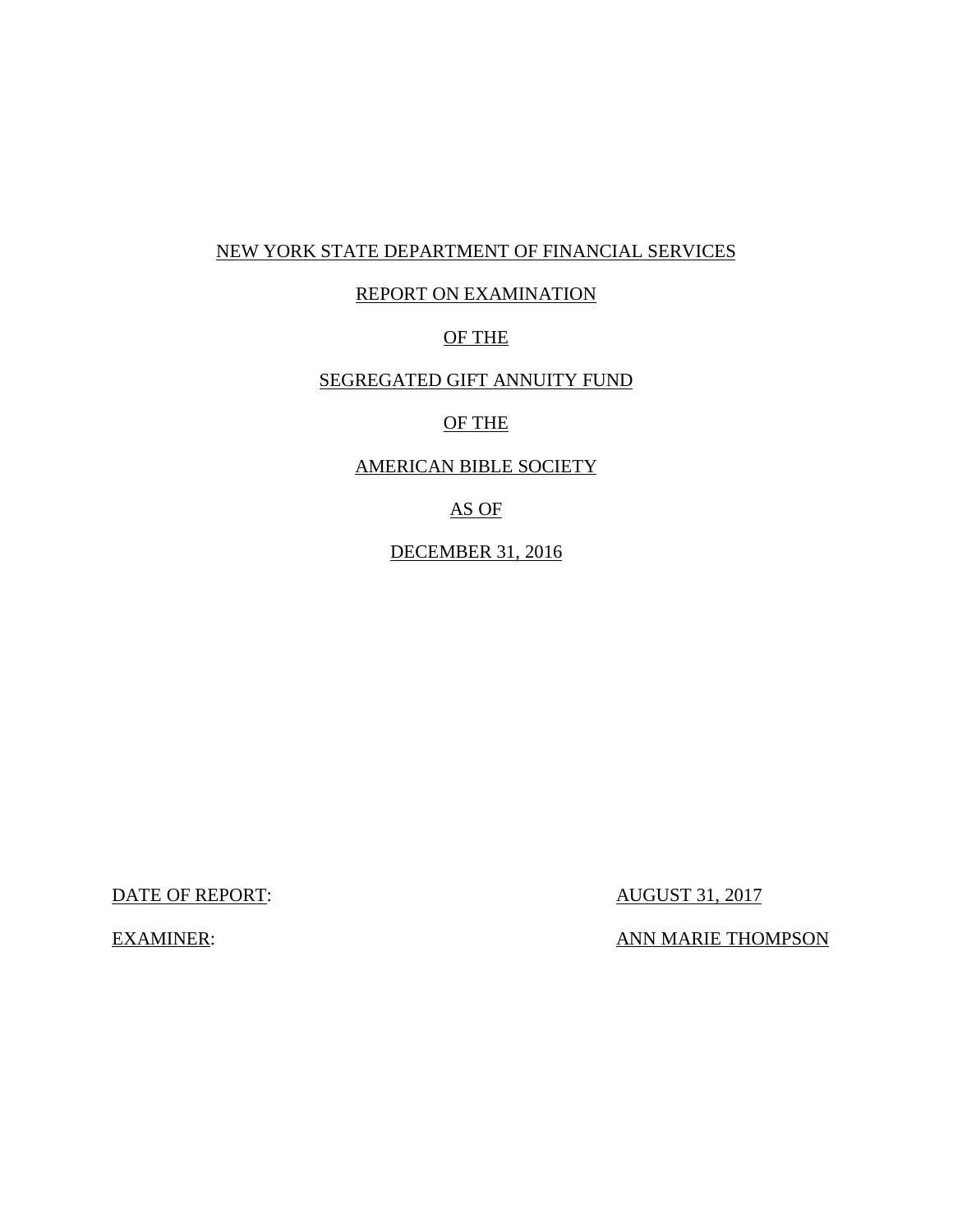NEW YORK STATE DEPARTMENT OF FINANCIAL SERVICES

REPORT ON EXAMINATION

OF THE

SEGREGATED GIFT ANNUITY FUND

OF THE

AMERICAN BIBLE SOCIETY

AS OF

DECEMBER 31, 2016

DATE OF REPORT: AUGUST 31, 2017

EXAMINER: ANN MARIE THOMPSON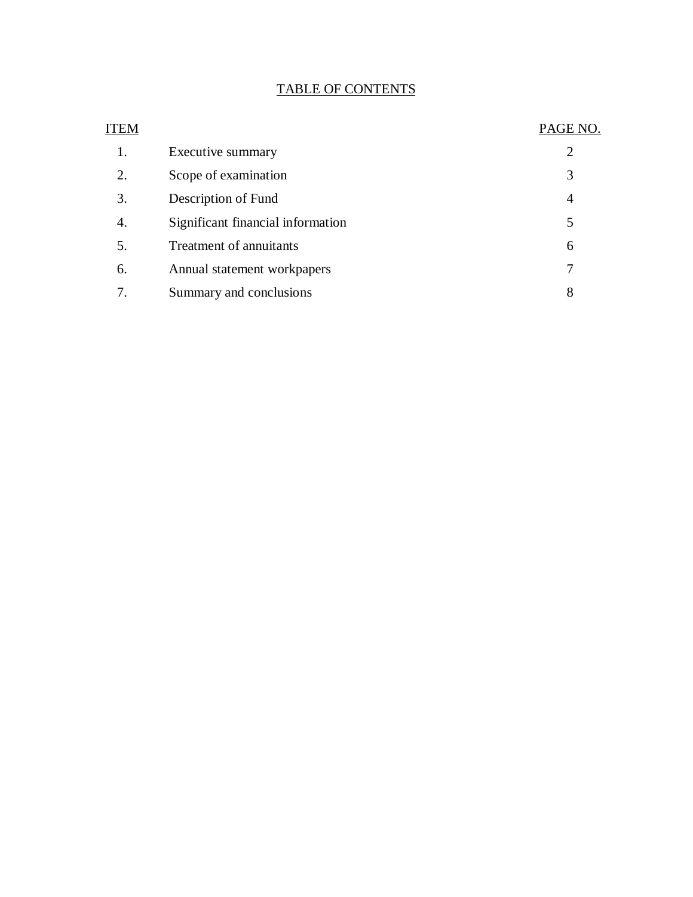# TABLE OF CONTENTS

| ITEM | | PAGE NO. |
|---|---|---|
| 1. | Executive summary | 2 |
| 2. | Scope of examination | 3 |
| 3. | Description of Fund | 4 |
| 4. | Significant financial information | 5 |
| 5. | Treatment of annuitants | 6 |
| 6. | Annual statement workpapers | 7 |
| 7. | Summary and conclusions | 8 |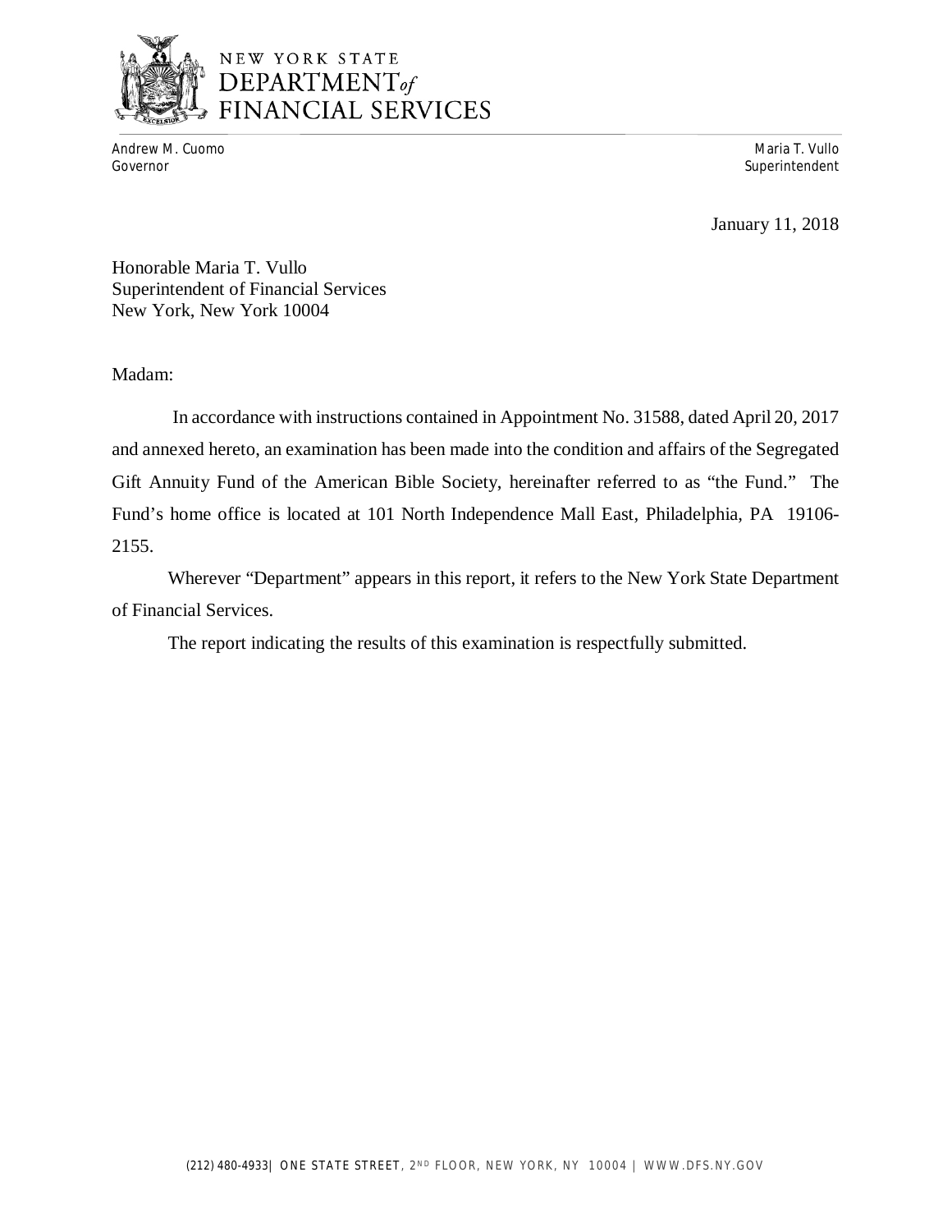NEW YORK STATE
DEPARTMENT *of*
FINANCIAL SERVICES

Andrew M. Cuomo
Governor

Maria T. Vullo
Superintendent

January 11, 2018

Honorable Maria T. Vullo
Superintendent of Financial Services
New York, New York 10004

Madam:

In accordance with instructions contained in Appointment No. 31588, dated April 20, 2017 and annexed hereto, an examination has been made into the condition and affairs of the Segregated Gift Annuity Fund of the American Bible Society, hereinafter referred to as "the Fund." The Fund's home office is located at 101 North Independence Mall East, Philadelphia, PA 19106-2155.

Wherever "Department" appears in this report, it refers to the New York State Department of Financial Services.

The report indicating the results of this examination is respectfully submitted.

(212) 480-4933| ONE STATE STREET, 2ND FLOOR, NEW YORK, NY 10004 | WWW.DFS.NY.GOV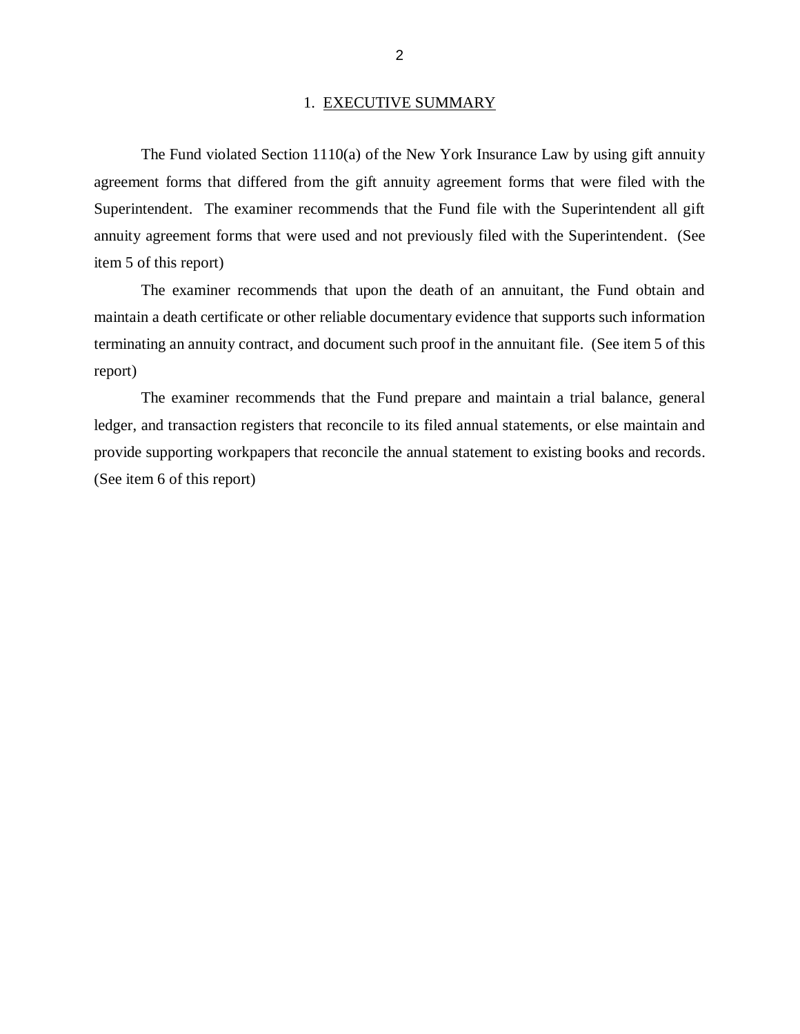## 1. EXECUTIVE SUMMARY

The Fund violated Section 1110(a) of the New York Insurance Law by using gift annuity agreement forms that differed from the gift annuity agreement forms that were filed with the Superintendent. The examiner recommends that the Fund file with the Superintendent all gift annuity agreement forms that were used and not previously filed with the Superintendent. (See item 5 of this report)

The examiner recommends that upon the death of an annuitant, the Fund obtain and maintain a death certificate or other reliable documentary evidence that supports such information terminating an annuity contract, and document such proof in the annuitant file. (See item 5 of this report)

The examiner recommends that the Fund prepare and maintain a trial balance, general ledger, and transaction registers that reconcile to its filed annual statements, or else maintain and provide supporting workpapers that reconcile the annual statement to existing books and records. (See item 6 of this report)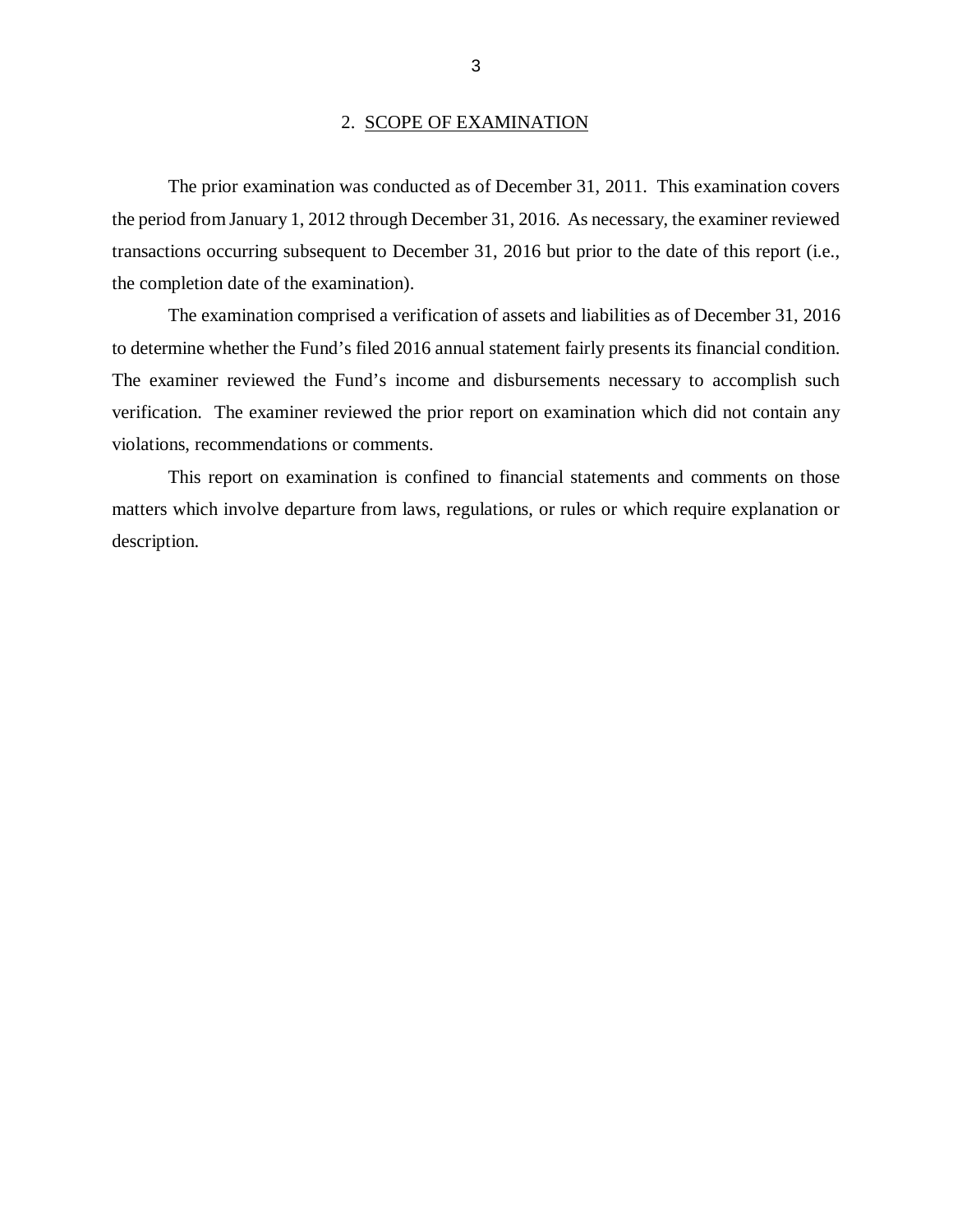## 2. SCOPE OF EXAMINATION

The prior examination was conducted as of December 31, 2011. This examination covers the period from January 1, 2012 through December 31, 2016. As necessary, the examiner reviewed transactions occurring subsequent to December 31, 2016 but prior to the date of this report (i.e., the completion date of the examination).

The examination comprised a verification of assets and liabilities as of December 31, 2016 to determine whether the Fund's filed 2016 annual statement fairly presents its financial condition. The examiner reviewed the Fund's income and disbursements necessary to accomplish such verification. The examiner reviewed the prior report on examination which did not contain any violations, recommendations or comments.

This report on examination is confined to financial statements and comments on those matters which involve departure from laws, regulations, or rules or which require explanation or description.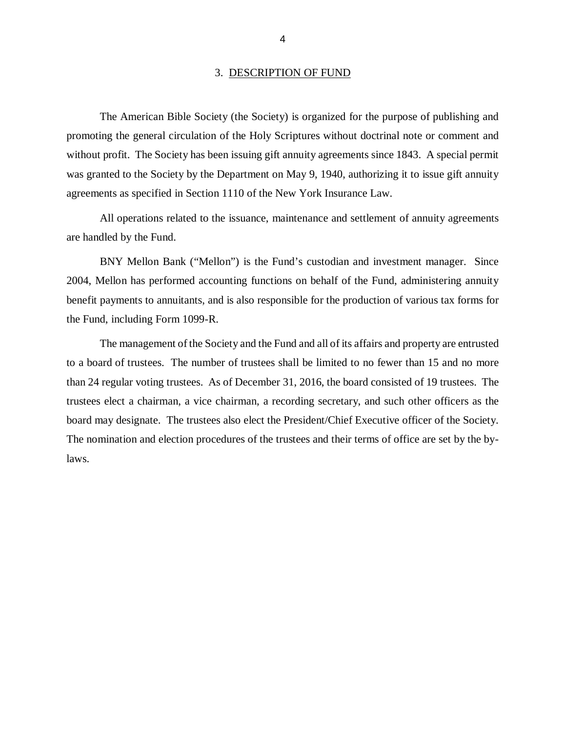## 3. DESCRIPTION OF FUND

The American Bible Society (the Society) is organized for the purpose of publishing and promoting the general circulation of the Holy Scriptures without doctrinal note or comment and without profit. The Society has been issuing gift annuity agreements since 1843. A special permit was granted to the Society by the Department on May 9, 1940, authorizing it to issue gift annuity agreements as specified in Section 1110 of the New York Insurance Law.

All operations related to the issuance, maintenance and settlement of annuity agreements are handled by the Fund.

BNY Mellon Bank ("Mellon") is the Fund's custodian and investment manager. Since 2004, Mellon has performed accounting functions on behalf of the Fund, administering annuity benefit payments to annuitants, and is also responsible for the production of various tax forms for the Fund, including Form 1099-R.

The management of the Society and the Fund and all of its affairs and property are entrusted to a board of trustees. The number of trustees shall be limited to no fewer than 15 and no more than 24 regular voting trustees. As of December 31, 2016, the board consisted of 19 trustees. The trustees elect a chairman, a vice chairman, a recording secretary, and such other officers as the board may designate. The trustees also elect the President/Chief Executive officer of the Society. The nomination and election procedures of the trustees and their terms of office are set by the by-laws.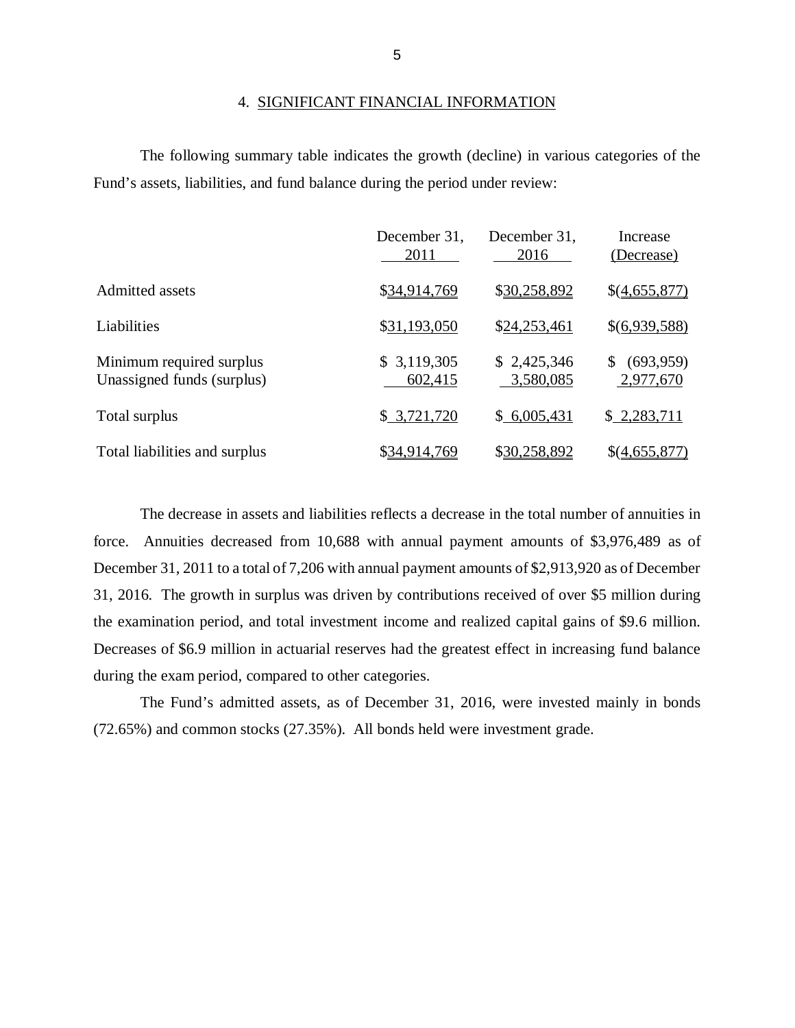## 4. SIGNIFICANT FINANCIAL INFORMATION

The following summary table indicates the growth (decline) in various categories of the Fund's assets, liabilities, and fund balance during the period under review:

| | December 31, 2011 | December 31, 2016 | Increase (Decrease) |
|---|---|---|---|
| Admitted assets | $34,914,769 | $30,258,892 | $(4,655,877) |
| Liabilities | $31,193,050 | $24,253,461 | $(6,939,588) |
| Minimum required surplus | $ 3,119,305 | $ 2,425,346 | $ (693,959) |
| Unassigned funds (surplus) | 602,415 | 3,580,085 | 2,977,670 |
| Total surplus | $ 3,721,720 | $ 6,005,431 | $ 2,283,711 |
| Total liabilities and surplus | $34,914,769 | $30,258,892 | $(4,655,877) |

The decrease in assets and liabilities reflects a decrease in the total number of annuities in force. Annuities decreased from 10,688 with annual payment amounts of $3,976,489 as of December 31, 2011 to a total of 7,206 with annual payment amounts of $2,913,920 as of December 31, 2016. The growth in surplus was driven by contributions received of over $5 million during the examination period, and total investment income and realized capital gains of $9.6 million. Decreases of $6.9 million in actuarial reserves had the greatest effect in increasing fund balance during the exam period, compared to other categories.

The Fund's admitted assets, as of December 31, 2016, were invested mainly in bonds (72.65%) and common stocks (27.35%). All bonds held were investment grade.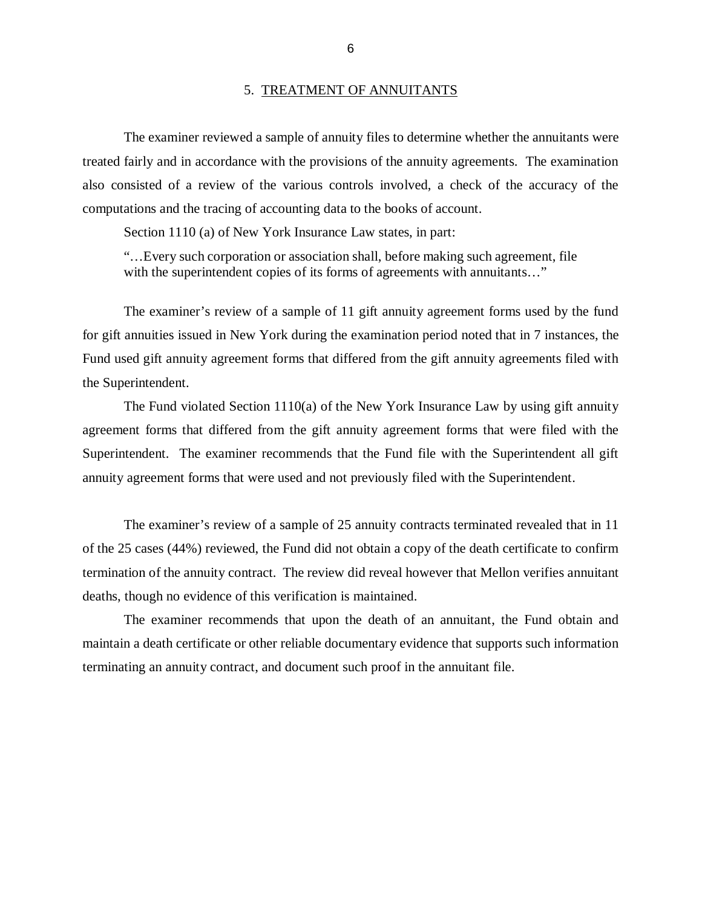## 5. TREATMENT OF ANNUITANTS

The examiner reviewed a sample of annuity files to determine whether the annuitants were treated fairly and in accordance with the provisions of the annuity agreements. The examination also consisted of a review of the various controls involved, a check of the accuracy of the computations and the tracing of accounting data to the books of account.

Section 1110 (a) of New York Insurance Law states, in part:

> "…Every such corporation or association shall, before making such agreement, file with the superintendent copies of its forms of agreements with annuitants…"

The examiner's review of a sample of 11 gift annuity agreement forms used by the fund for gift annuities issued in New York during the examination period noted that in 7 instances, the Fund used gift annuity agreement forms that differed from the gift annuity agreements filed with the Superintendent.

The Fund violated Section 1110(a) of the New York Insurance Law by using gift annuity agreement forms that differed from the gift annuity agreement forms that were filed with the Superintendent. The examiner recommends that the Fund file with the Superintendent all gift annuity agreement forms that were used and not previously filed with the Superintendent.

The examiner's review of a sample of 25 annuity contracts terminated revealed that in 11 of the 25 cases (44%) reviewed, the Fund did not obtain a copy of the death certificate to confirm termination of the annuity contract. The review did reveal however that Mellon verifies annuitant deaths, though no evidence of this verification is maintained.

The examiner recommends that upon the death of an annuitant, the Fund obtain and maintain a death certificate or other reliable documentary evidence that supports such information terminating an annuity contract, and document such proof in the annuitant file.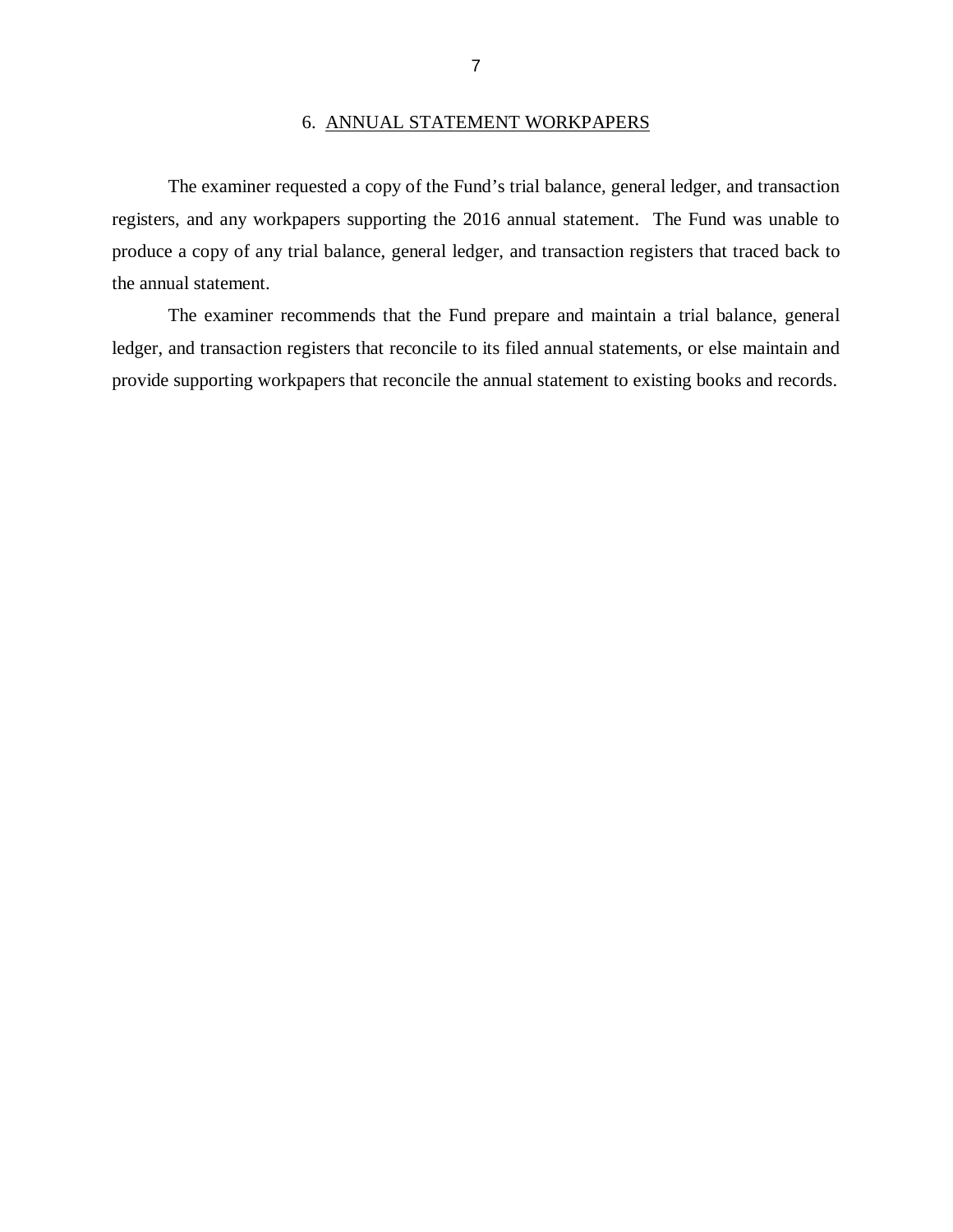## 6. ANNUAL STATEMENT WORKPAPERS

The examiner requested a copy of the Fund's trial balance, general ledger, and transaction registers, and any workpapers supporting the 2016 annual statement. The Fund was unable to produce a copy of any trial balance, general ledger, and transaction registers that traced back to the annual statement.

The examiner recommends that the Fund prepare and maintain a trial balance, general ledger, and transaction registers that reconcile to its filed annual statements, or else maintain and provide supporting workpapers that reconcile the annual statement to existing books and records.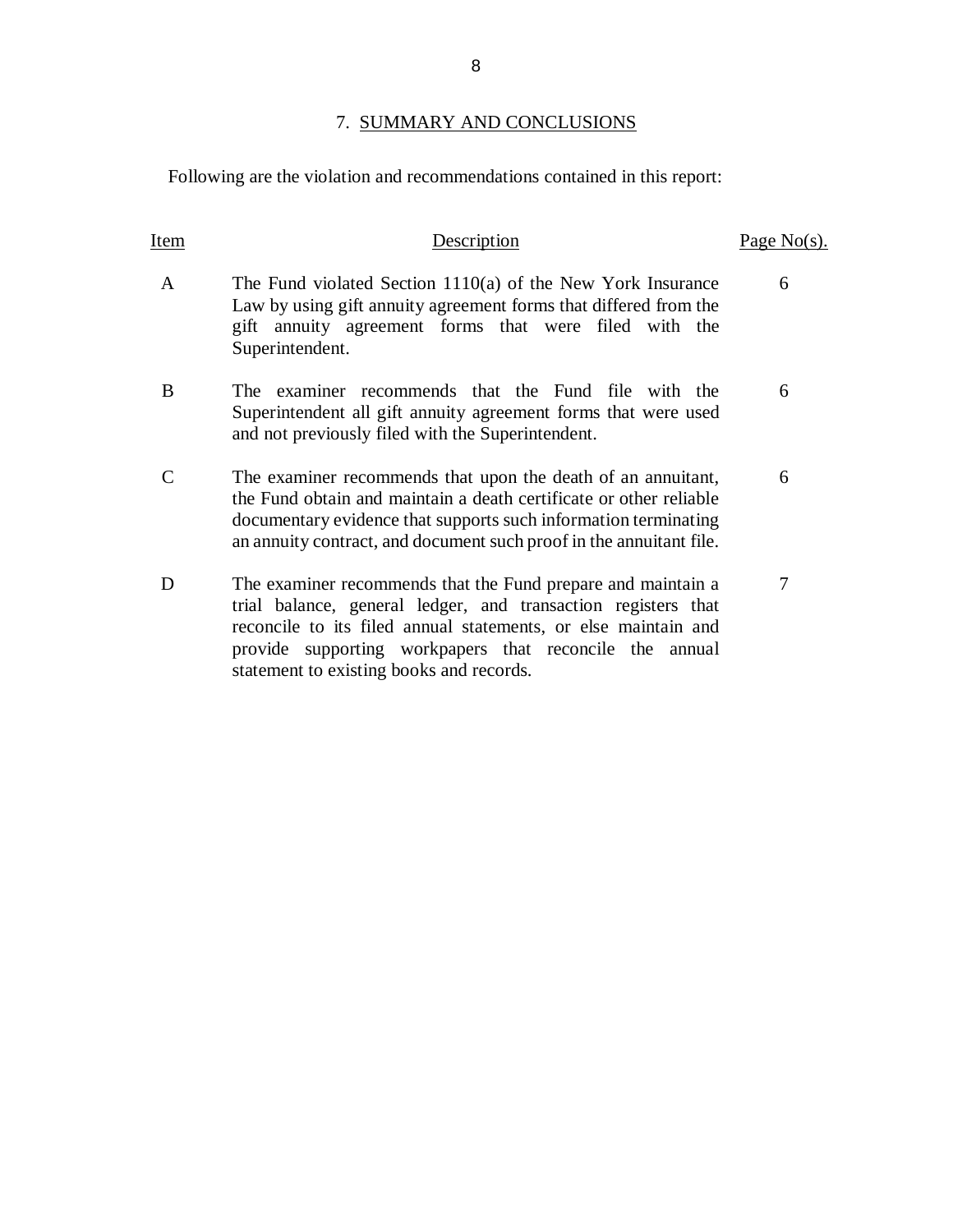## 7. SUMMARY AND CONCLUSIONS

Following are the violation and recommendations contained in this report:

| Item | Description | Page No(s). |
|---|---|---|
| A | The Fund violated Section 1110(a) of the New York Insurance Law by using gift annuity agreement forms that differed from the gift annuity agreement forms that were filed with the Superintendent. | 6 |
| B | The examiner recommends that the Fund file with the Superintendent all gift annuity agreement forms that were used and not previously filed with the Superintendent. | 6 |
| C | The examiner recommends that upon the death of an annuitant, the Fund obtain and maintain a death certificate or other reliable documentary evidence that supports such information terminating an annuity contract, and document such proof in the annuitant file. | 6 |
| D | The examiner recommends that the Fund prepare and maintain a trial balance, general ledger, and transaction registers that reconcile to its filed annual statements, or else maintain and provide supporting workpapers that reconcile the annual statement to existing books and records. | 7 |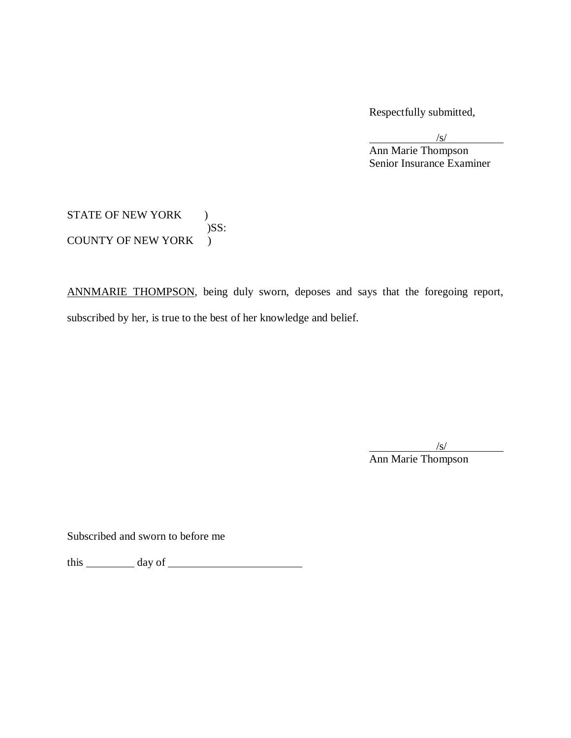Respectfully submitted,

/s/
Ann Marie Thompson
Senior Insurance Examiner

STATE OF NEW YORK )
)SS:
COUNTY OF NEW YORK )

ANNMARIE THOMPSON, being duly sworn, deposes and says that the foregoing report, subscribed by her, is true to the best of her knowledge and belief.

/s/
Ann Marie Thompson

Subscribed and sworn to before me

this \_\_\_\_\_\_\_\_\_ day of \_\_\_\_\_\_\_\_\_\_\_\_\_\_\_\_\_\_\_\_\_\_\_\_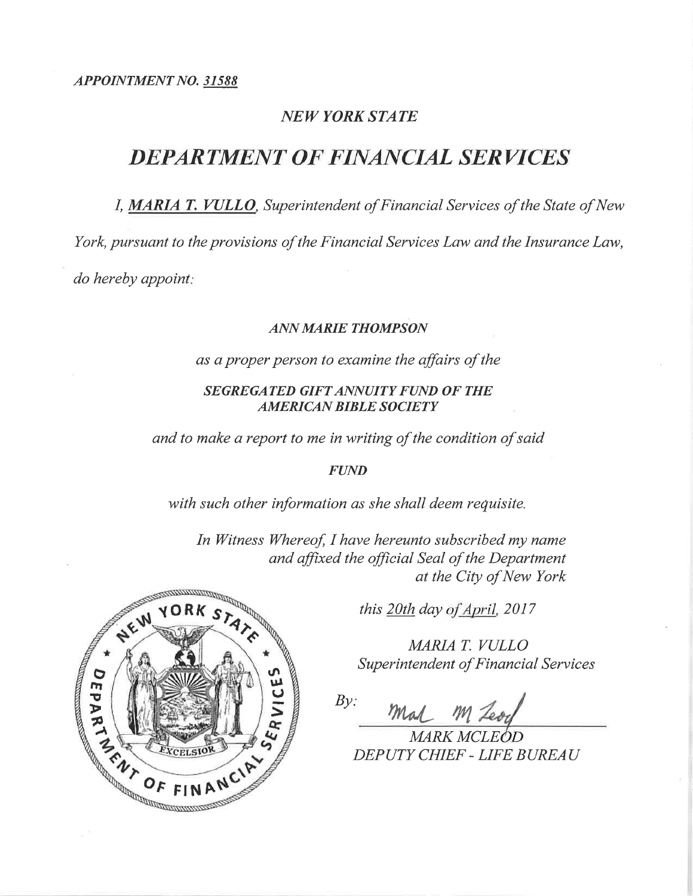*APPOINTMENT NO. 31588*

*NEW YORK STATE*

# *DEPARTMENT OF FINANCIAL SERVICES*

*I, **MARIA T. VULLO**, Superintendent of Financial Services of the State of New York, pursuant to the provisions of the Financial Services Law and the Insurance Law, do hereby appoint:*

***ANN MARIE THOMPSON***

*as a proper person to examine the affairs of the*

***SEGREGATED GIFT ANNUITY FUND OF THE AMERICAN BIBLE SOCIETY***

*and to make a report to me in writing of the condition of said*

***FUND***

*with such other information as she shall deem requisite.*

*In Witness Whereof, I have hereunto subscribed my name and affixed the official Seal of the Department at the City of New York*

*this 20th day of April, 2017*

*MARIA T. VULLO*
*Superintendent of Financial Services*

*By:* Mark McLeod

*MARK MCLEOD*
*DEPUTY CHIEF - LIFE BUREAU*

NEW YORK STATE DEPARTMENT OF FINANCIAL SERVICES EXCELSIOR